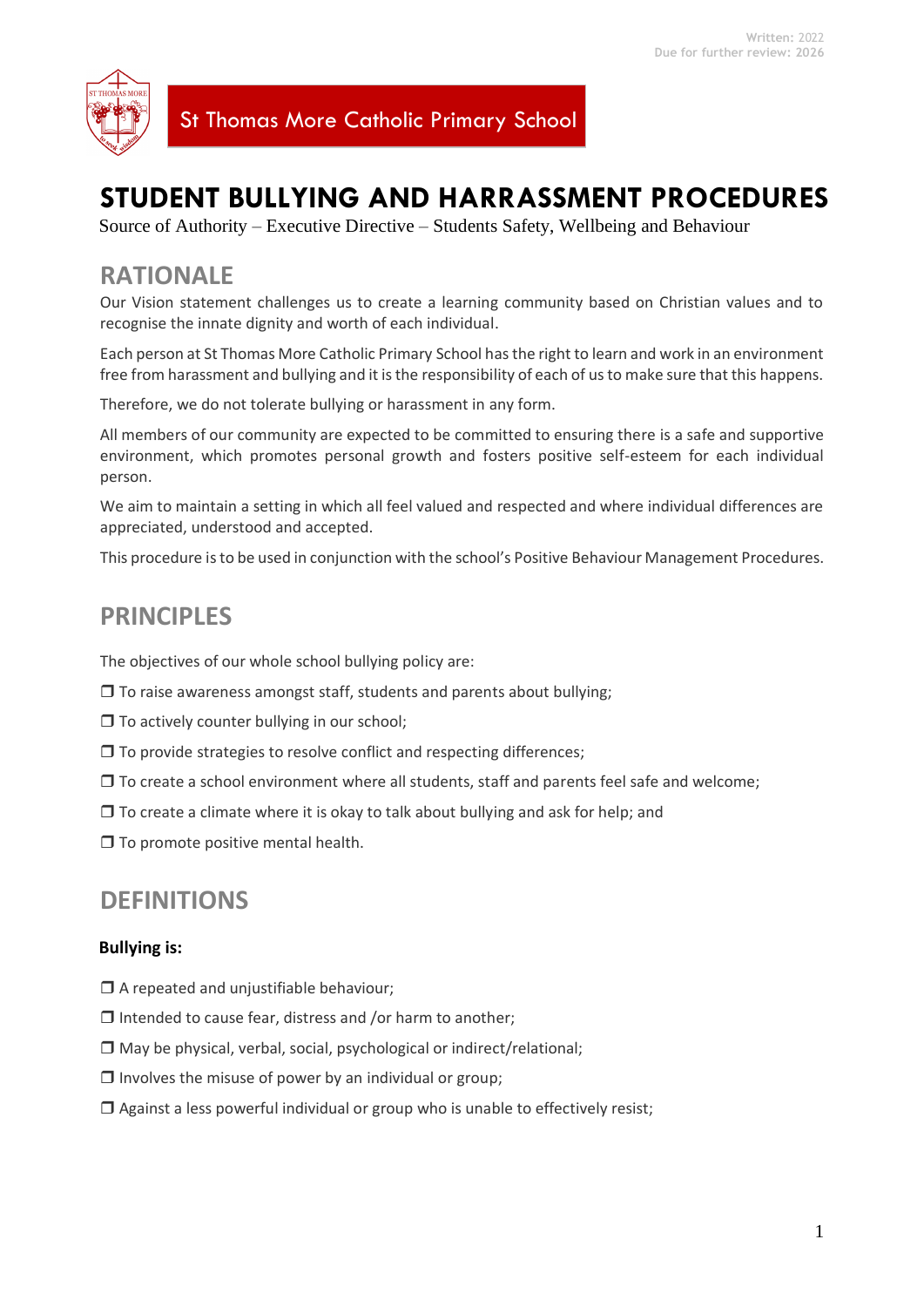Written: 2022
Due for further review: 2026

St Thomas More Catholic Primary School

# STUDENT BULLYING AND HARRASSMENT PROCEDURES

Source of Authority – Executive Directive – Students Safety, Wellbeing and Behaviour

## RATIONALE

Our Vision statement challenges us to create a learning community based on Christian values and to recognise the innate dignity and worth of each individual.

Each person at St Thomas More Catholic Primary School has the right to learn and work in an environment free from harassment and bullying and it is the responsibility of each of us to make sure that this happens.

Therefore, we do not tolerate bullying or harassment in any form.

All members of our community are expected to be committed to ensuring there is a safe and supportive environment, which promotes personal growth and fosters positive self-esteem for each individual person.

We aim to maintain a setting in which all feel valued and respected and where individual differences are appreciated, understood and accepted.

This procedure is to be used in conjunction with the school's Positive Behaviour Management Procedures.

## PRINCIPLES

The objectives of our whole school bullying policy are:

- To raise awareness amongst staff, students and parents about bullying;
- To actively counter bullying in our school;
- To provide strategies to resolve conflict and respecting differences;
- To create a school environment where all students, staff and parents feel safe and welcome;
- To create a climate where it is okay to talk about bullying and ask for help; and
- To promote positive mental health.

## DEFINITIONS

**Bullying is:**

- A repeated and unjustifiable behaviour;
- Intended to cause fear, distress and /or harm to another;
- May be physical, verbal, social, psychological or indirect/relational;
- Involves the misuse of power by an individual or group;
- Against a less powerful individual or group who is unable to effectively resist;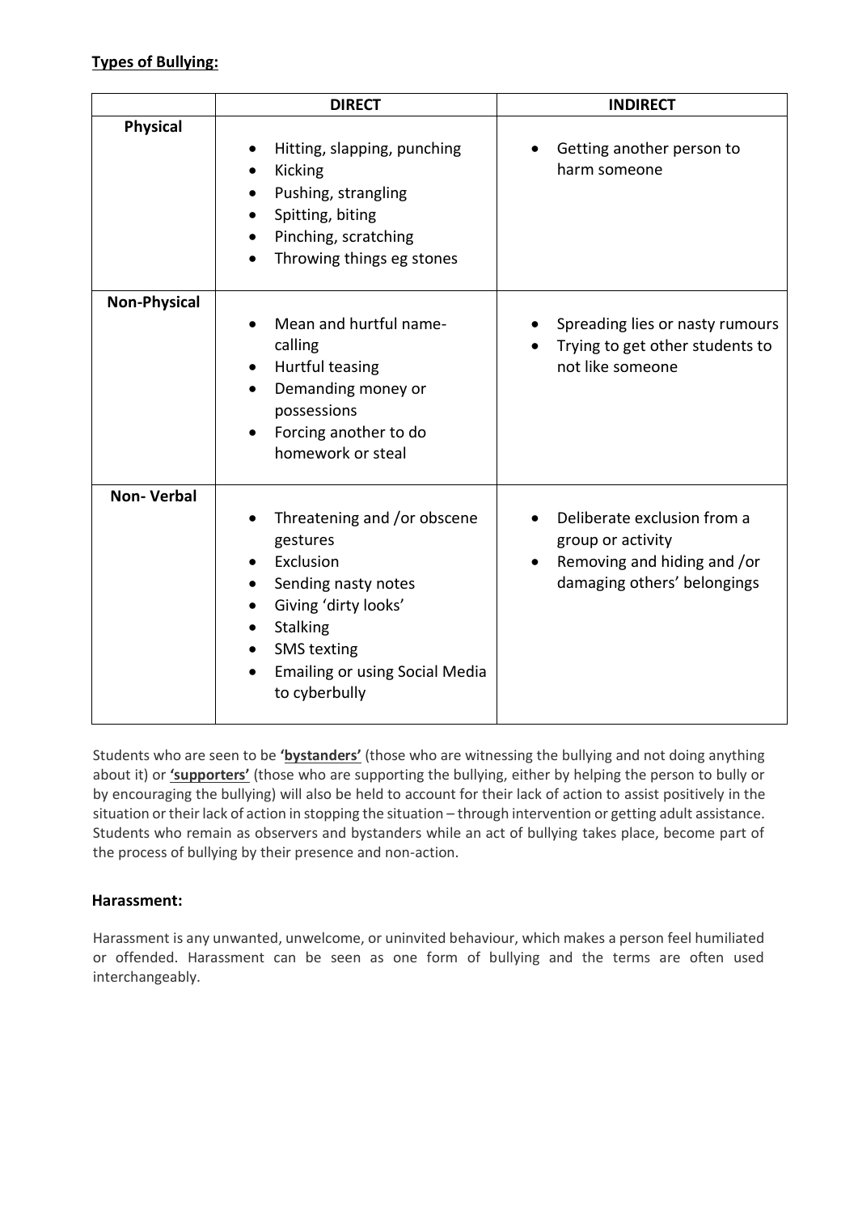**Types of Bullying:**

| | DIRECT | INDIRECT |
|---|---|---|
| **Physical** | • Hitting, slapping, punching<br>• Kicking<br>• Pushing, strangling<br>• Spitting, biting<br>• Pinching, scratching<br>• Throwing things eg stones | • Getting another person to harm someone |
| **Non-Physical** | • Mean and hurtful name-calling<br>• Hurtful teasing<br>• Demanding money or possessions<br>• Forcing another to do homework or steal | • Spreading lies or nasty rumours<br>• Trying to get other students to not like someone |
| **Non- Verbal** | • Threatening and /or obscene gestures<br>• Exclusion<br>• Sending nasty notes<br>• Giving 'dirty looks'<br>• Stalking<br>• SMS texting<br>• Emailing or using Social Media to cyberbully | • Deliberate exclusion from a group or activity<br>• Removing and hiding and /or damaging others' belongings |

Students who are seen to be **'bystanders'** (those who are witnessing the bullying and not doing anything about it) or **'supporters'** (those who are supporting the bullying, either by helping the person to bully or by encouraging the bullying) will also be held to account for their lack of action to assist positively in the situation or their lack of action in stopping the situation – through intervention or getting adult assistance. Students who remain as observers and bystanders while an act of bullying takes place, become part of the process of bullying by their presence and non-action.

**Harassment:**

Harassment is any unwanted, unwelcome, or uninvited behaviour, which makes a person feel humiliated or offended. Harassment can be seen as one form of bullying and the terms are often used interchangeably.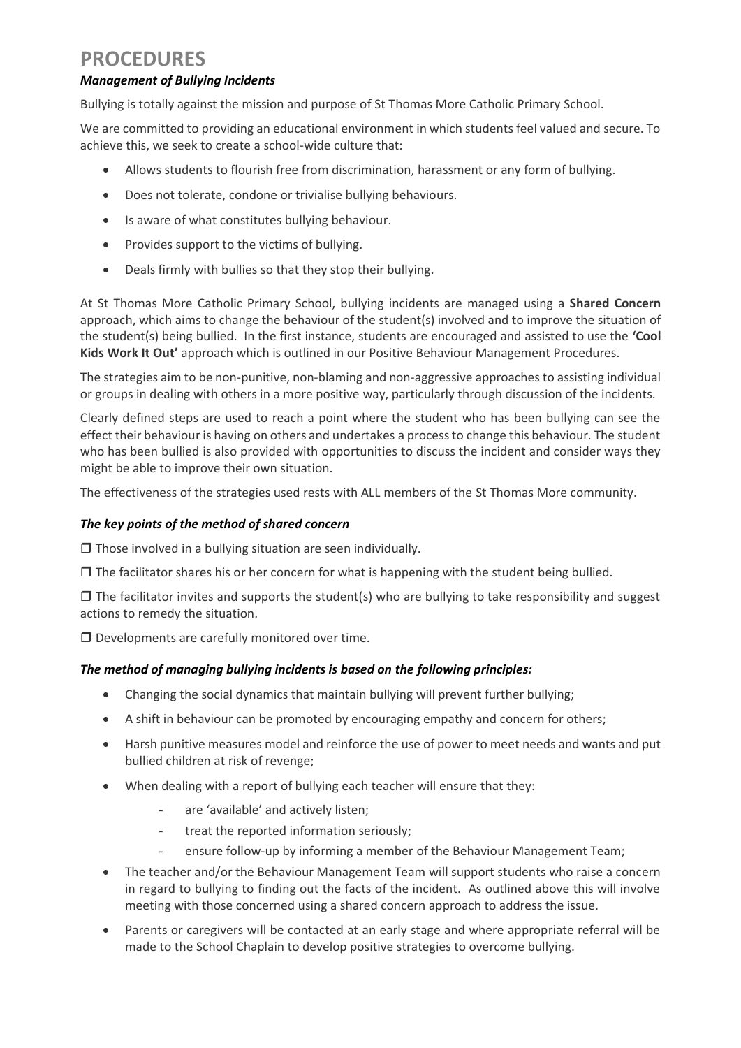# PROCEDURES

### *Management of Bullying Incidents*

Bullying is totally against the mission and purpose of St Thomas More Catholic Primary School.

We are committed to providing an educational environment in which students feel valued and secure. To achieve this, we seek to create a school-wide culture that:

- Allows students to flourish free from discrimination, harassment or any form of bullying.
- Does not tolerate, condone or trivialise bullying behaviours.
- Is aware of what constitutes bullying behaviour.
- Provides support to the victims of bullying.
- Deals firmly with bullies so that they stop their bullying.

At St Thomas More Catholic Primary School, bullying incidents are managed using a **Shared Concern** approach, which aims to change the behaviour of the student(s) involved and to improve the situation of the student(s) being bullied. In the first instance, students are encouraged and assisted to use the **'Cool Kids Work It Out'** approach which is outlined in our Positive Behaviour Management Procedures.

The strategies aim to be non-punitive, non-blaming and non-aggressive approaches to assisting individual or groups in dealing with others in a more positive way, particularly through discussion of the incidents.

Clearly defined steps are used to reach a point where the student who has been bullying can see the effect their behaviour is having on others and undertakes a process to change this behaviour. The student who has been bullied is also provided with opportunities to discuss the incident and consider ways they might be able to improve their own situation.

The effectiveness of the strategies used rests with ALL members of the St Thomas More community.

### *The key points of the method of shared concern*

❒ Those involved in a bullying situation are seen individually.

❒ The facilitator shares his or her concern for what is happening with the student being bullied.

❒ The facilitator invites and supports the student(s) who are bullying to take responsibility and suggest actions to remedy the situation.

❒ Developments are carefully monitored over time.

### *The method of managing bullying incidents is based on the following principles:*

- Changing the social dynamics that maintain bullying will prevent further bullying;
- A shift in behaviour can be promoted by encouraging empathy and concern for others;
- Harsh punitive measures model and reinforce the use of power to meet needs and wants and put bullied children at risk of revenge;
- When dealing with a report of bullying each teacher will ensure that they:
  - are 'available' and actively listen;
  - treat the reported information seriously;
  - ensure follow-up by informing a member of the Behaviour Management Team;
- The teacher and/or the Behaviour Management Team will support students who raise a concern in regard to bullying to finding out the facts of the incident. As outlined above this will involve meeting with those concerned using a shared concern approach to address the issue.
- Parents or caregivers will be contacted at an early stage and where appropriate referral will be made to the School Chaplain to develop positive strategies to overcome bullying.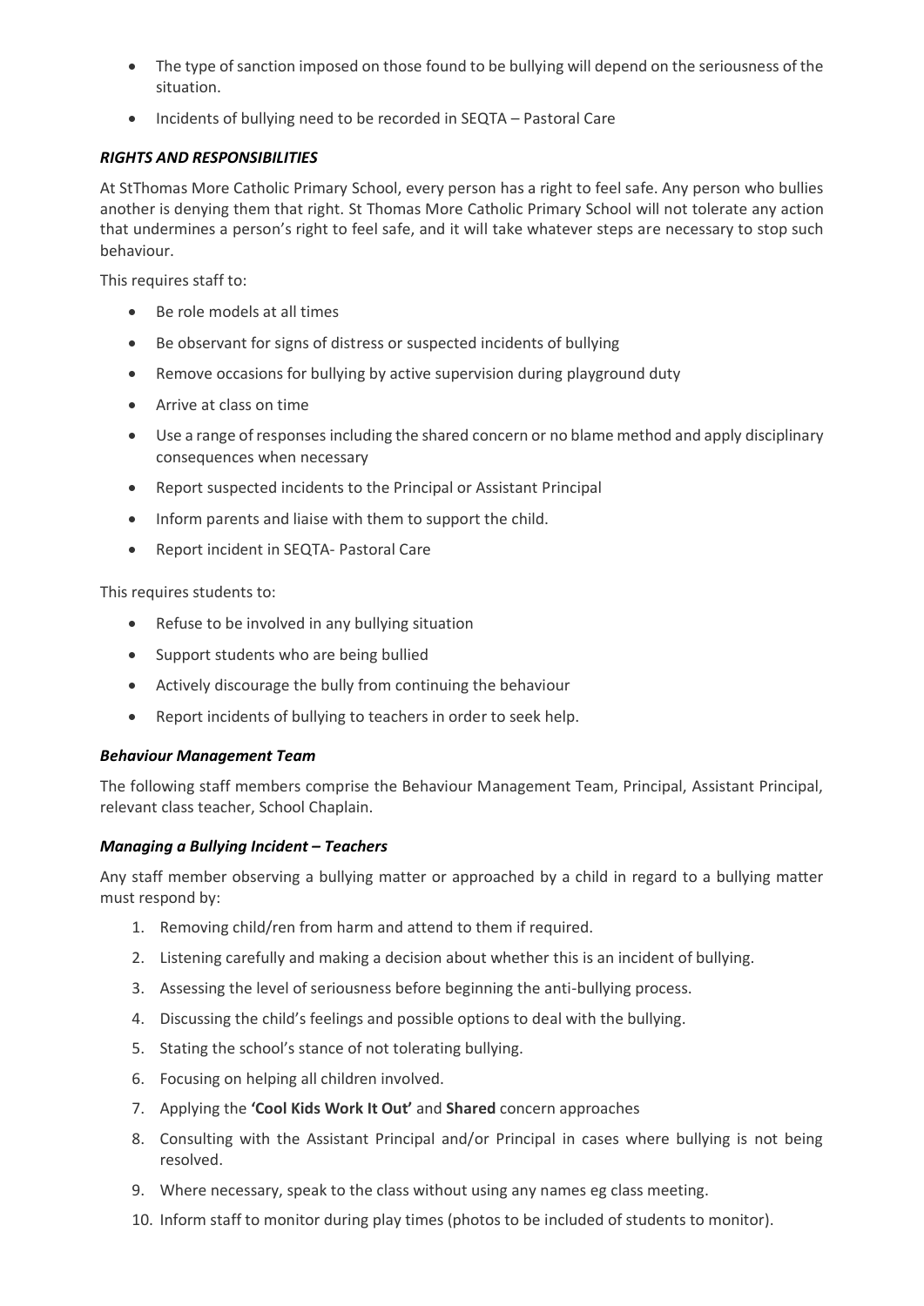- The type of sanction imposed on those found to be bullying will depend on the seriousness of the situation.
- Incidents of bullying need to be recorded in SEQTA – Pastoral Care

### *RIGHTS AND RESPONSIBILITIES*

At StThomas More Catholic Primary School, every person has a right to feel safe. Any person who bullies another is denying them that right. St Thomas More Catholic Primary School will not tolerate any action that undermines a person's right to feel safe, and it will take whatever steps are necessary to stop such behaviour.

This requires staff to:

- Be role models at all times
- Be observant for signs of distress or suspected incidents of bullying
- Remove occasions for bullying by active supervision during playground duty
- Arrive at class on time
- Use a range of responses including the shared concern or no blame method and apply disciplinary consequences when necessary
- Report suspected incidents to the Principal or Assistant Principal
- Inform parents and liaise with them to support the child.
- Report incident in SEQTA- Pastoral Care

This requires students to:

- Refuse to be involved in any bullying situation
- Support students who are being bullied
- Actively discourage the bully from continuing the behaviour
- Report incidents of bullying to teachers in order to seek help.

### *Behaviour Management Team*

The following staff members comprise the Behaviour Management Team, Principal, Assistant Principal, relevant class teacher, School Chaplain.

### *Managing a Bullying Incident – Teachers*

Any staff member observing a bullying matter or approached by a child in regard to a bullying matter must respond by:

1. Removing child/ren from harm and attend to them if required.
2. Listening carefully and making a decision about whether this is an incident of bullying.
3. Assessing the level of seriousness before beginning the anti-bullying process.
4. Discussing the child's feelings and possible options to deal with the bullying.
5. Stating the school's stance of not tolerating bullying.
6. Focusing on helping all children involved.
7. Applying the **'Cool Kids Work It Out'** and **Shared** concern approaches
8. Consulting with the Assistant Principal and/or Principal in cases where bullying is not being resolved.
9. Where necessary, speak to the class without using any names eg class meeting.
10. Inform staff to monitor during play times (photos to be included of students to monitor).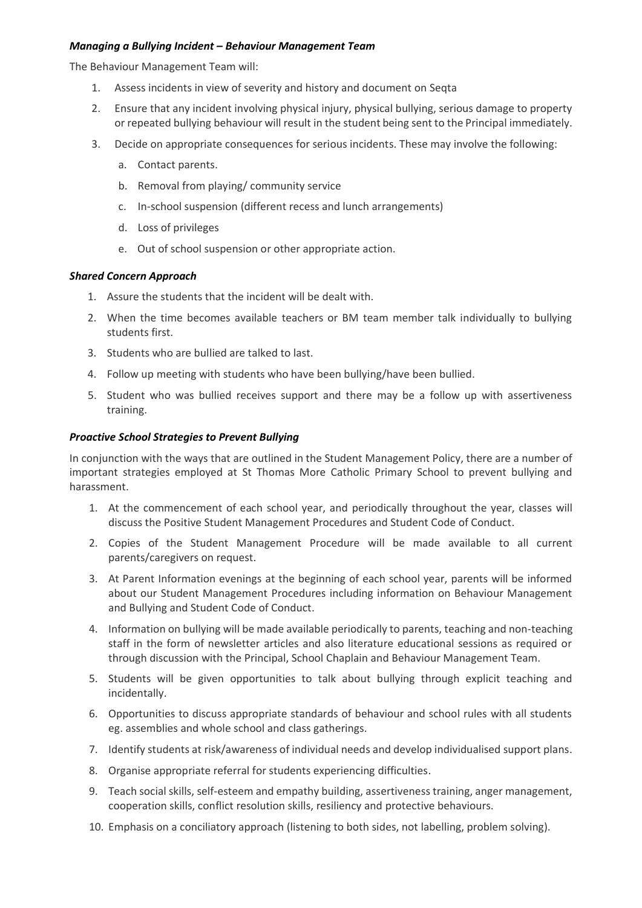### *Managing a Bullying Incident – Behaviour Management Team*

The Behaviour Management Team will:

1. Assess incidents in view of severity and history and document on Seqta
2. Ensure that any incident involving physical injury, physical bullying, serious damage to property or repeated bullying behaviour will result in the student being sent to the Principal immediately.
3. Decide on appropriate consequences for serious incidents. These may involve the following:
   a. Contact parents.
   b. Removal from playing/ community service
   c. In-school suspension (different recess and lunch arrangements)
   d. Loss of privileges
   e. Out of school suspension or other appropriate action.

### *Shared Concern Approach*

1. Assure the students that the incident will be dealt with.
2. When the time becomes available teachers or BM team member talk individually to bullying students first.
3. Students who are bullied are talked to last.
4. Follow up meeting with students who have been bullying/have been bullied.
5. Student who was bullied receives support and there may be a follow up with assertiveness training.

### *Proactive School Strategies to Prevent Bullying*

In conjunction with the ways that are outlined in the Student Management Policy, there are a number of important strategies employed at St Thomas More Catholic Primary School to prevent bullying and harassment.

1. At the commencement of each school year, and periodically throughout the year, classes will discuss the Positive Student Management Procedures and Student Code of Conduct.
2. Copies of the Student Management Procedure will be made available to all current parents/caregivers on request.
3. At Parent Information evenings at the beginning of each school year, parents will be informed about our Student Management Procedures including information on Behaviour Management and Bullying and Student Code of Conduct.
4. Information on bullying will be made available periodically to parents, teaching and non-teaching staff in the form of newsletter articles and also literature educational sessions as required or through discussion with the Principal, School Chaplain and Behaviour Management Team.
5. Students will be given opportunities to talk about bullying through explicit teaching and incidentally.
6. Opportunities to discuss appropriate standards of behaviour and school rules with all students eg. assemblies and whole school and class gatherings.
7. Identify students at risk/awareness of individual needs and develop individualised support plans.
8. Organise appropriate referral for students experiencing difficulties.
9. Teach social skills, self-esteem and empathy building, assertiveness training, anger management, cooperation skills, conflict resolution skills, resiliency and protective behaviours.
10. Emphasis on a conciliatory approach (listening to both sides, not labelling, problem solving).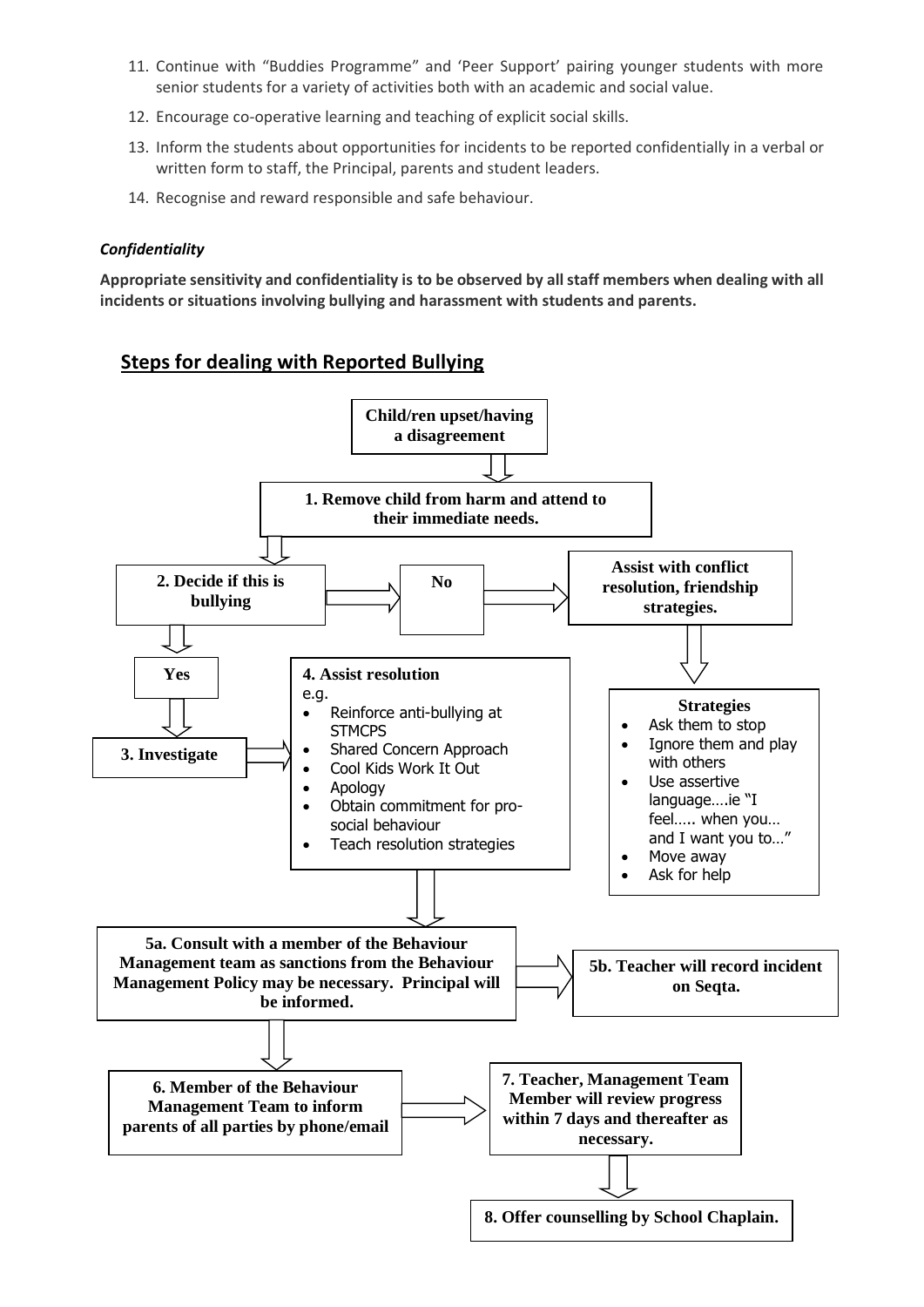11. Continue with "Buddies Programme" and 'Peer Support' pairing younger students with more senior students for a variety of activities both with an academic and social value.
12. Encourage co-operative learning and teaching of explicit social skills.
13. Inform the students about opportunities for incidents to be reported confidentially in a verbal or written form to staff, the Principal, parents and student leaders.
14. Recognise and reward responsible and safe behaviour.

***Confidentiality***

**Appropriate sensitivity and confidentiality is to be observed by all staff members when dealing with all incidents or situations involving bullying and harassment with students and parents.**

## Steps for dealing with Reported Bullying

**Child/ren upset/having a disagreement**

**1. Remove child from harm and attend to their immediate needs.**

**2. Decide if this is bullying**

**No**

**Assist with conflict resolution, friendship strategies.**

**Strategies**

- Ask them to stop
- Ignore them and play with others
- Use assertive language….ie "I feel….. when you… and I want you to…"
- Move away
- Ask for help

**Yes**

**3. Investigate**

**4. Assist resolution**

e.g.

- Reinforce anti-bullying at STMCPS
- Shared Concern Approach
- Cool Kids Work It Out
- Apology
- Obtain commitment for pro-social behaviour
- Teach resolution strategies

**5a. Consult with a member of the Behaviour Management team as sanctions from the Behaviour Management Policy may be necessary. Principal will be informed.**

**5b. Teacher will record incident on Seqta.**

**6. Member of the Behaviour Management Team to inform parents of all parties by phone/email**

**7. Teacher, Management Team Member will review progress within 7 days and thereafter as necessary.**

**8. Offer counselling by School Chaplain.**